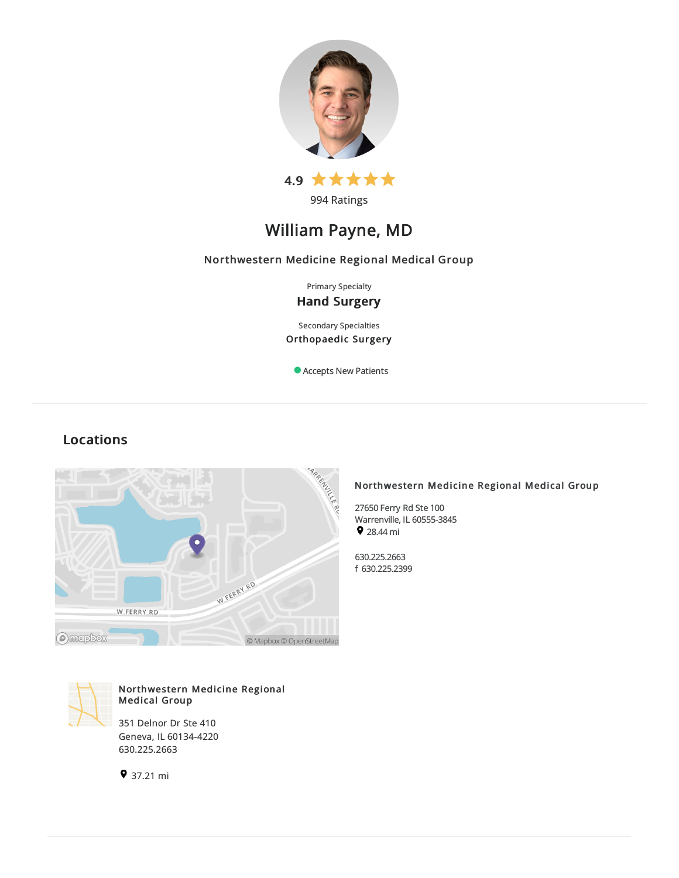4.9 ★★★★★

994 Ratings

# William Payne, MD

Northwestern Medicine Regional Medical Group

Primary Specialty

**Hand Surgery**

Secondary Specialties

**Orthopaedic Surgery**

Accepts New Patients

## Locations

**Northwestern Medicine Regional Medical Group**

27650 Ferry Rd Ste 100
Warrenville, IL 60555-3845
28.44 mi

630.225.2663
f 630.225.2399

**Northwestern Medicine Regional Medical Group**

351 Delnor Dr Ste 410
Geneva, IL 60134-4220
630.225.2663

37.21 mi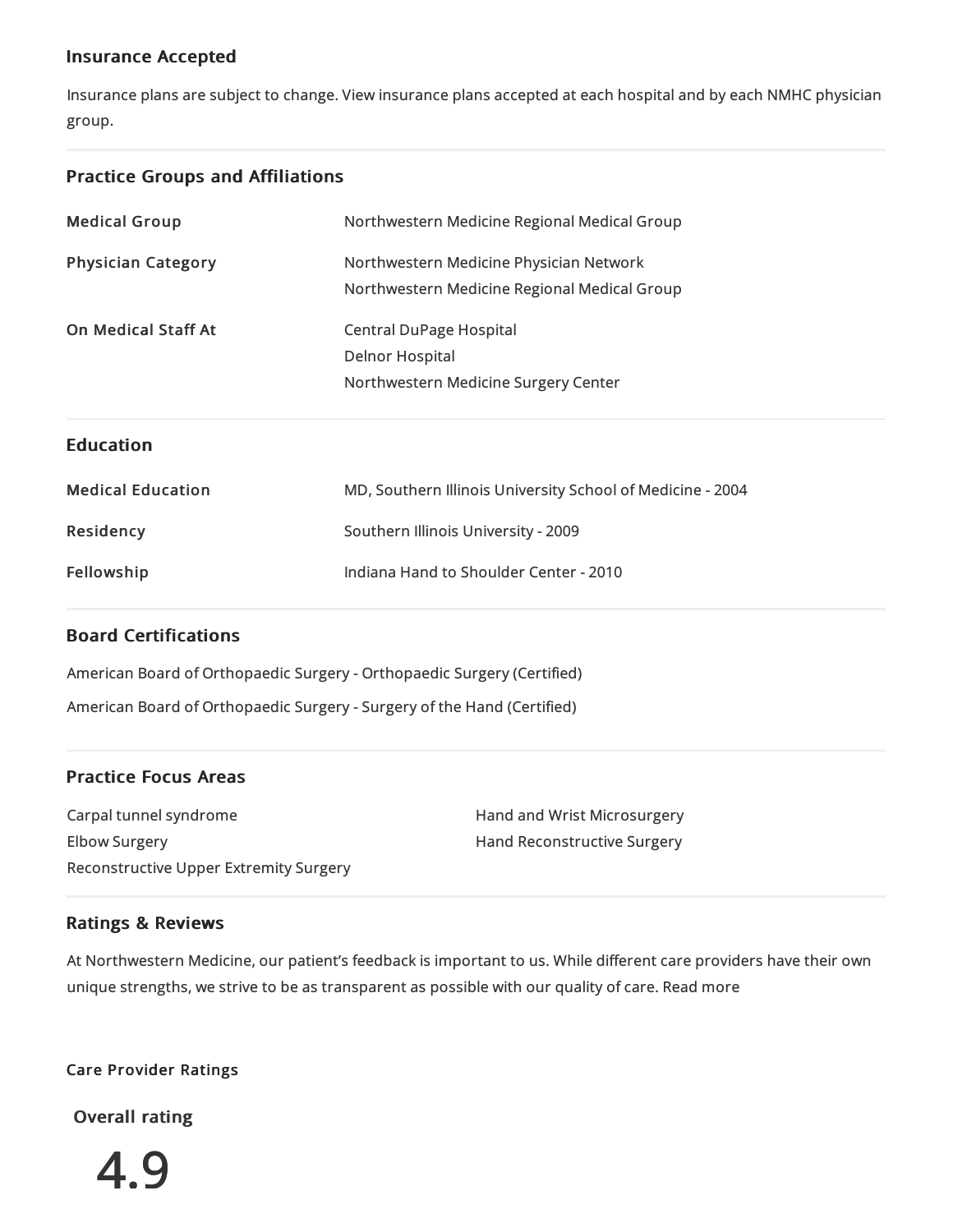## Insurance Accepted

Insurance plans are subject to change. View insurance plans accepted at each hospital and by each NMHC physician group.

## Practice Groups and Affiliations

| | |
|---|---|
| **Medical Group** | Northwestern Medicine Regional Medical Group |
| **Physician Category** | Northwestern Medicine Physician Network<br>Northwestern Medicine Regional Medical Group |
| **On Medical Staff At** | Central DuPage Hospital<br>Delnor Hospital<br>Northwestern Medicine Surgery Center |

## Education

| | |
|---|---|
| **Medical Education** | MD, Southern Illinois University School of Medicine - 2004 |
| **Residency** | Southern Illinois University - 2009 |
| **Fellowship** | Indiana Hand to Shoulder Center - 2010 |

## Board Certifications

American Board of Orthopaedic Surgery - Orthopaedic Surgery (Certified)

American Board of Orthopaedic Surgery - Surgery of the Hand (Certified)

## Practice Focus Areas

- Carpal tunnel syndrome
- Elbow Surgery
- Reconstructive Upper Extremity Surgery
- Hand and Wrist Microsurgery
- Hand Reconstructive Surgery

## Ratings & Reviews

At Northwestern Medicine, our patient's feedback is important to us. While different care providers have their own unique strengths, we strive to be as transparent as possible with our quality of care. Read more

### Care Provider Ratings

**Overall rating**

4.9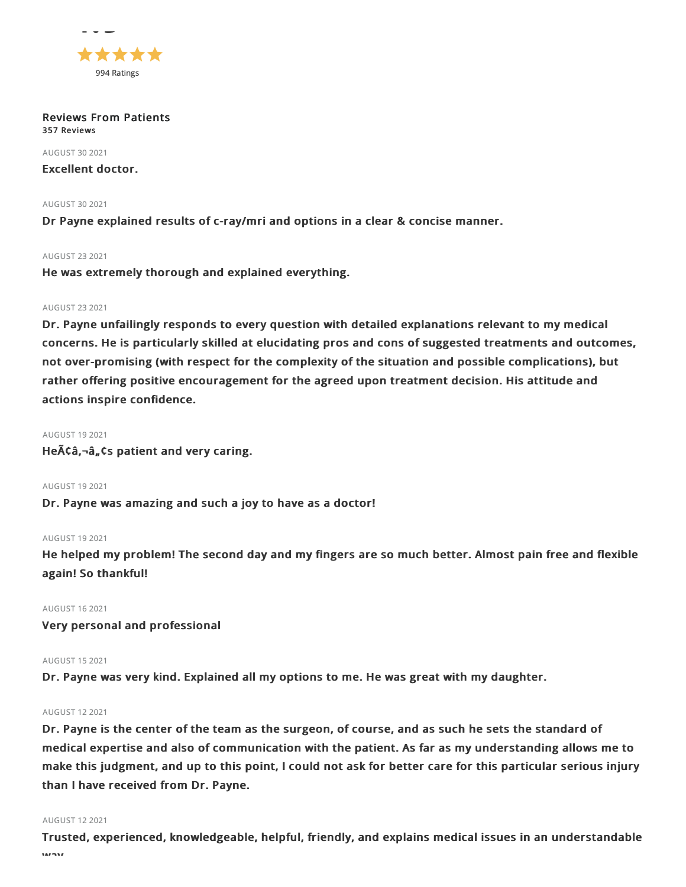994 Ratings

**Reviews From Patients**
**357 Reviews**

AUGUST 30 2021

**Excellent doctor.**

AUGUST 30 2021

**Dr Payne explained results of c-ray/mri and options in a clear & concise manner.**

AUGUST 23 2021

**He was extremely thorough and explained everything.**

AUGUST 23 2021

**Dr. Payne unfailingly responds to every question with detailed explanations relevant to my medical concerns. He is particularly skilled at elucidating pros and cons of suggested treatments and outcomes, not over-promising (with respect for the complexity of the situation and possible complications), but rather offering positive encouragement for the agreed upon treatment decision. His attitude and actions inspire confidence.**

AUGUST 19 2021

**HeÃ¢â‚¬â„¢s patient and very caring.**

AUGUST 19 2021

**Dr. Payne was amazing and such a joy to have as a doctor!**

AUGUST 19 2021

**He helped my problem! The second day and my fingers are so much better. Almost pain free and flexible again! So thankful!**

AUGUST 16 2021

**Very personal and professional**

AUGUST 15 2021

**Dr. Payne was very kind. Explained all my options to me. He was great with my daughter.**

AUGUST 12 2021

**Dr. Payne is the center of the team as the surgeon, of course, and as such he sets the standard of medical expertise and also of communication with the patient. As far as my understanding allows me to make this judgment, and up to this point, I could not ask for better care for this particular serious injury than I have received from Dr. Payne.**

AUGUST 12 2021

**Trusted, experienced, knowledgeable, helpful, friendly, and explains medical issues in an understandable way**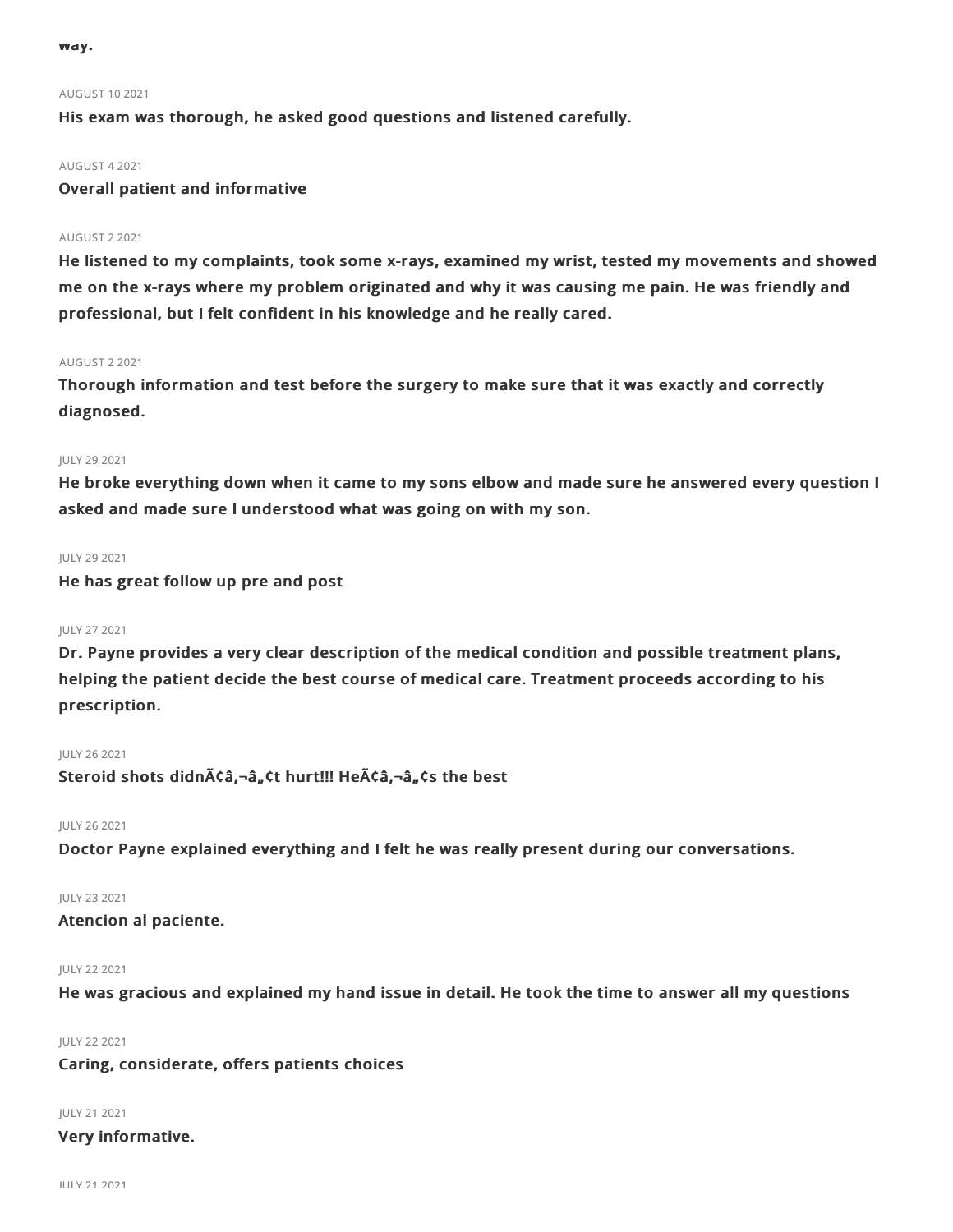way.

AUGUST 10 2021

**His exam was thorough, he asked good questions and listened carefully.**

AUGUST 4 2021

**Overall patient and informative**

AUGUST 2 2021

**He listened to my complaints, took some x-rays, examined my wrist, tested my movements and showed me on the x-rays where my problem originated and why it was causing me pain. He was friendly and professional, but I felt confident in his knowledge and he really cared.**

AUGUST 2 2021

**Thorough information and test before the surgery to make sure that it was exactly and correctly diagnosed.**

JULY 29 2021

**He broke everything down when it came to my sons elbow and made sure he answered every question I asked and made sure I understood what was going on with my son.**

JULY 29 2021

**He has great follow up pre and post**

JULY 27 2021

**Dr. Payne provides a very clear description of the medical condition and possible treatment plans, helping the patient decide the best course of medical care. Treatment proceeds according to his prescription.**

JULY 26 2021

**Steroid shots didnÃ¢â‚¬â„¢t hurt!!! HeÃ¢â‚¬â„¢s the best**

JULY 26 2021

**Doctor Payne explained everything and I felt he was really present during our conversations.**

JULY 23 2021

**Atencion al paciente.**

JULY 22 2021

**He was gracious and explained my hand issue in detail. He took the time to answer all my questions**

JULY 22 2021

**Caring, considerate, offers patients choices**

JULY 21 2021

**Very informative.**

JULY 21 2021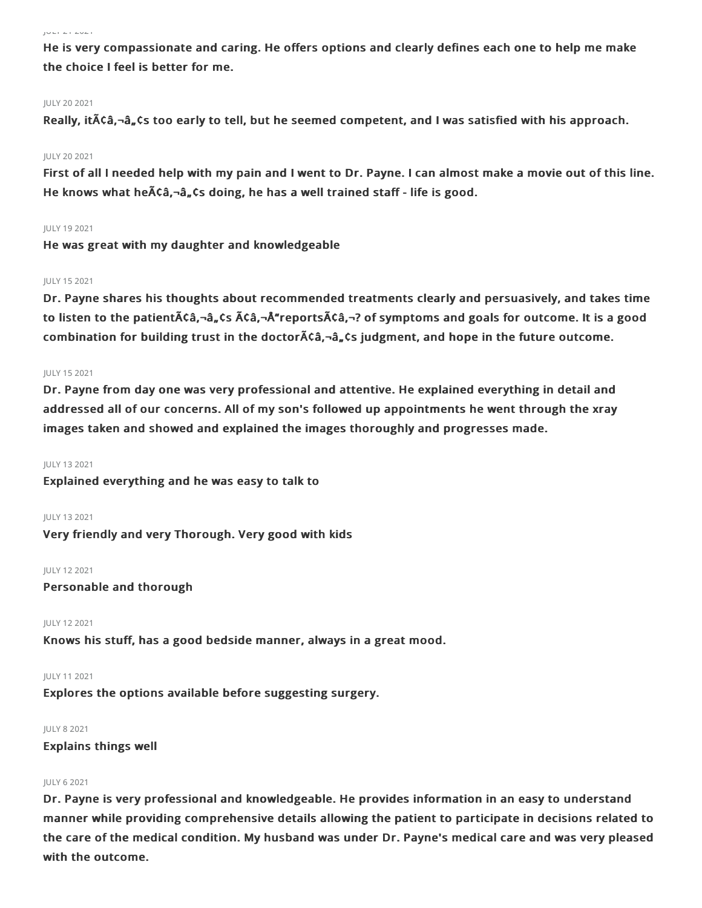JULY 21 2021

**He is very compassionate and caring. He offers options and clearly defines each one to help me make the choice I feel is better for me.**

JULY 20 2021

**Really, itÃ¢â‚¬â„¢s too early to tell, but he seemed competent, and I was satisfied with his approach.**

JULY 20 2021

**First of all I needed help with my pain and I went to Dr. Payne. I can almost make a movie out of this line. He knows what heÃ¢â‚¬â„¢s doing, he has a well trained staff - life is good.**

JULY 19 2021

**He was great with my daughter and knowledgeable**

JULY 15 2021

**Dr. Payne shares his thoughts about recommended treatments clearly and persuasively, and takes time to listen to the patientÃ¢â‚¬â„¢s Ã¢â‚¬Å“reportsÃ¢â‚¬? of symptoms and goals for outcome. It is a good combination for building trust in the doctorÃ¢â‚¬â„¢s judgment, and hope in the future outcome.**

JULY 15 2021

**Dr. Payne from day one was very professional and attentive. He explained everything in detail and addressed all of our concerns. All of my son's followed up appointments he went through the xray images taken and showed and explained the images thoroughly and progresses made.**

JULY 13 2021

**Explained everything and he was easy to talk to**

JULY 13 2021

**Very friendly and very Thorough. Very good with kids**

JULY 12 2021

**Personable and thorough**

JULY 12 2021

**Knows his stuff, has a good bedside manner, always in a great mood.**

JULY 11 2021

**Explores the options available before suggesting surgery.**

JULY 8 2021

**Explains things well**

JULY 6 2021

**Dr. Payne is very professional and knowledgeable. He provides information in an easy to understand manner while providing comprehensive details allowing the patient to participate in decisions related to the care of the medical condition. My husband was under Dr. Payne's medical care and was very pleased with the outcome.**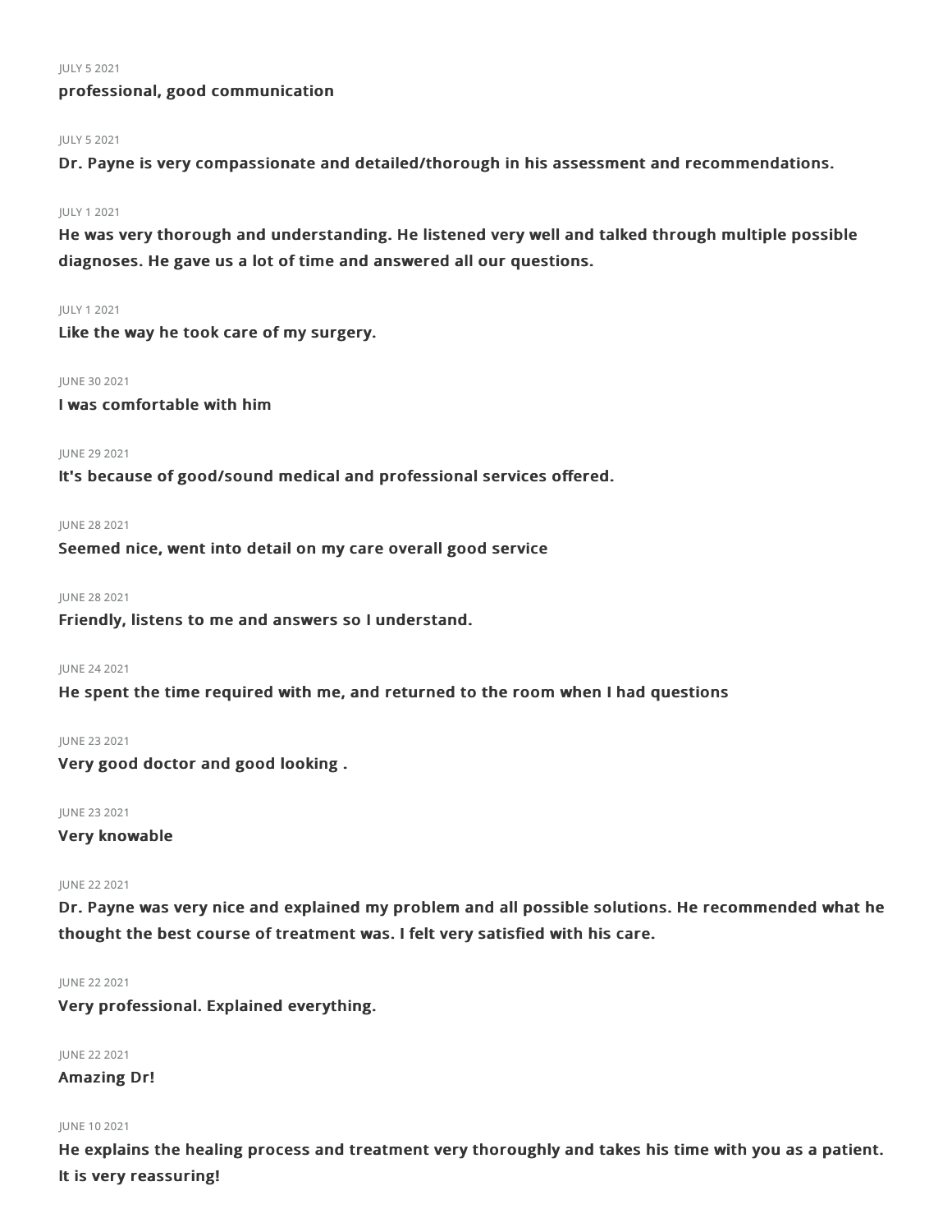JULY 5 2021

**professional, good communication**

JULY 5 2021

**Dr. Payne is very compassionate and detailed/thorough in his assessment and recommendations.**

JULY 1 2021

**He was very thorough and understanding. He listened very well and talked through multiple possible diagnoses. He gave us a lot of time and answered all our questions.**

JULY 1 2021

**Like the way he took care of my surgery.**

JUNE 30 2021

**I was comfortable with him**

JUNE 29 2021

**It's because of good/sound medical and professional services offered.**

JUNE 28 2021

**Seemed nice, went into detail on my care overall good service**

JUNE 28 2021

**Friendly, listens to me and answers so I understand.**

JUNE 24 2021

**He spent the time required with me, and returned to the room when I had questions**

JUNE 23 2021

**Very good doctor and good looking .**

JUNE 23 2021

**Very knowable**

JUNE 22 2021

**Dr. Payne was very nice and explained my problem and all possible solutions. He recommended what he thought the best course of treatment was. I felt very satisfied with his care.**

JUNE 22 2021

**Very professional. Explained everything.**

JUNE 22 2021

**Amazing Dr!**

JUNE 10 2021

**He explains the healing process and treatment very thoroughly and takes his time with you as a patient. It is very reassuring!**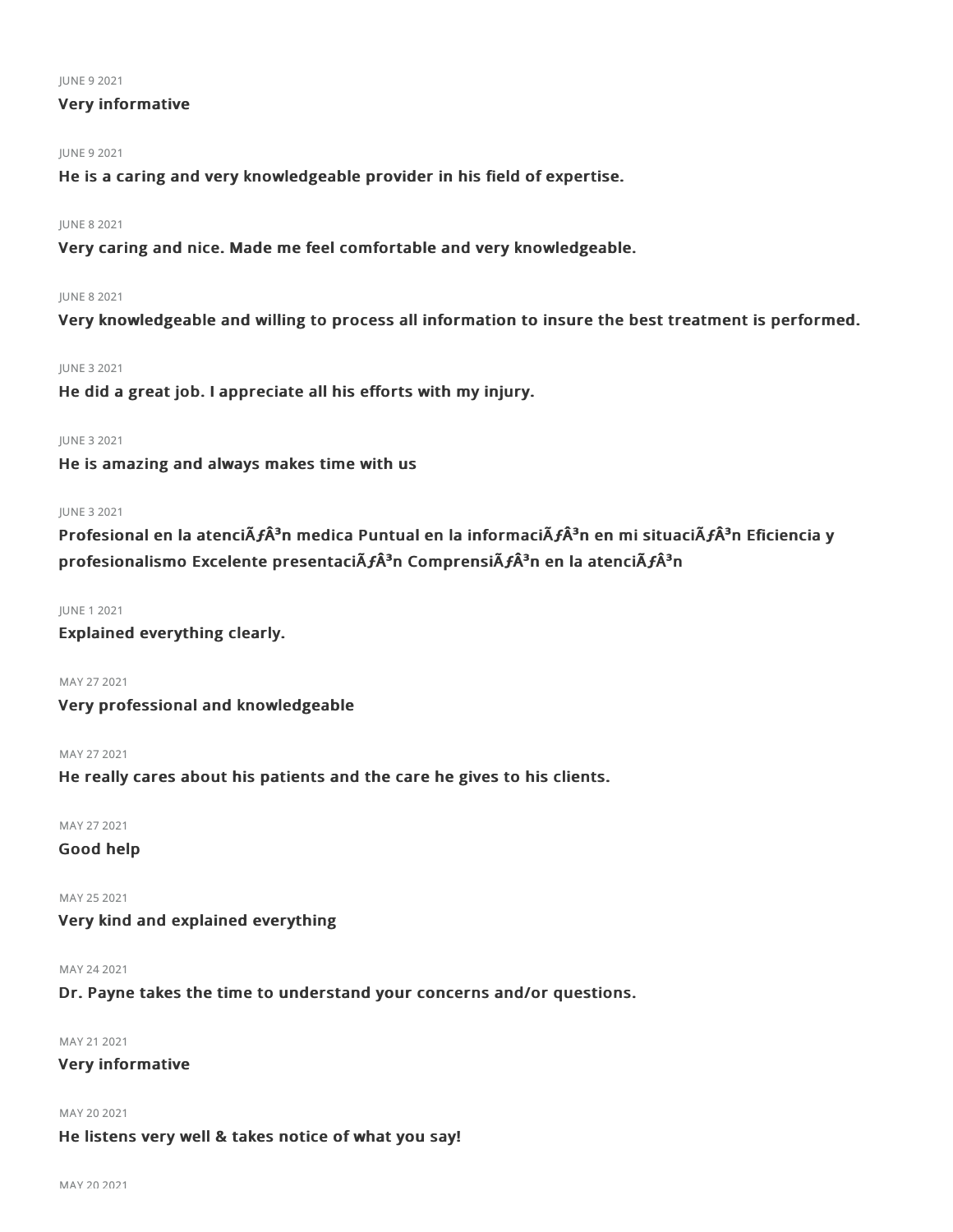JUNE 9 2021

**Very informative**

JUNE 9 2021

**He is a caring and very knowledgeable provider in his field of expertise.**

JUNE 8 2021

**Very caring and nice. Made me feel comfortable and very knowledgeable.**

JUNE 8 2021

**Very knowledgeable and willing to process all information to insure the best treatment is performed.**

JUNE 3 2021

**He did a great job. I appreciate all his efforts with my injury.**

JUNE 3 2021

**He is amazing and always makes time with us**

JUNE 3 2021

**Profesional en la atenciÃƒÂ³n medica Puntual en la informaciÃƒÂ³n en mi situaciÃƒÂ³n Eficiencia y profesionalismo Excelente presentaciÃƒÂ³n ComprensiÃƒÂ³n en la atenciÃƒÂ³n**

JUNE 1 2021

**Explained everything clearly.**

MAY 27 2021

**Very professional and knowledgeable**

MAY 27 2021

**He really cares about his patients and the care he gives to his clients.**

MAY 27 2021

**Good help**

MAY 25 2021

**Very kind and explained everything**

MAY 24 2021

**Dr. Payne takes the time to understand your concerns and/or questions.**

MAY 21 2021

**Very informative**

MAY 20 2021

**He listens very well & takes notice of what you say!**

MAY 20 2021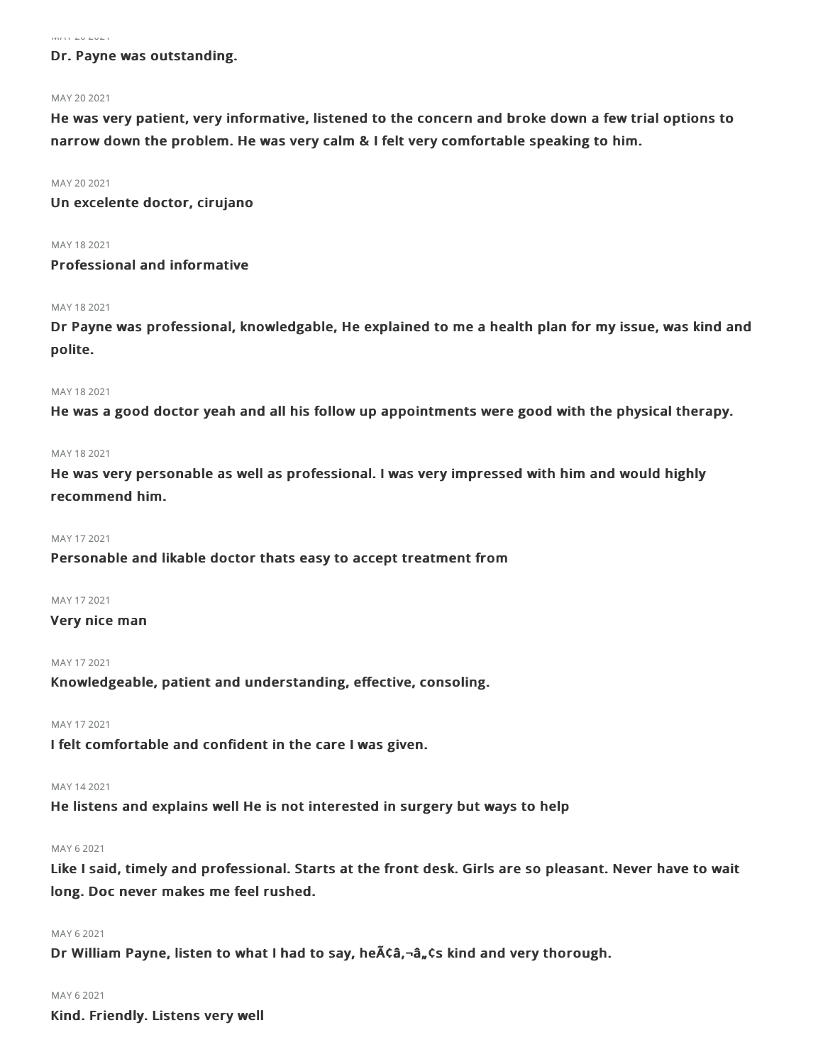MAY 20 2021

**Dr. Payne was outstanding.**

MAY 20 2021

**He was very patient, very informative, listened to the concern and broke down a few trial options to narrow down the problem. He was very calm & I felt very comfortable speaking to him.**

MAY 20 2021

**Un excelente doctor, cirujano**

MAY 18 2021

**Professional and informative**

MAY 18 2021

**Dr Payne was professional, knowledgable, He explained to me a health plan for my issue, was kind and polite.**

MAY 18 2021

**He was a good doctor yeah and all his follow up appointments were good with the physical therapy.**

MAY 18 2021

**He was very personable as well as professional. I was very impressed with him and would highly recommend him.**

MAY 17 2021

**Personable and likable doctor thats easy to accept treatment from**

MAY 17 2021

**Very nice man**

MAY 17 2021

**Knowledgeable, patient and understanding, effective, consoling.**

MAY 17 2021

**I felt comfortable and confident in the care I was given.**

MAY 14 2021

**He listens and explains well He is not interested in surgery but ways to help**

MAY 6 2021

**Like I said, timely and professional. Starts at the front desk. Girls are so pleasant. Never have to wait long. Doc never makes me feel rushed.**

MAY 6 2021

**Dr William Payne, listen to what I had to say, heÃ¢â‚¬â„¢s kind and very thorough.**

MAY 6 2021

**Kind. Friendly. Listens very well**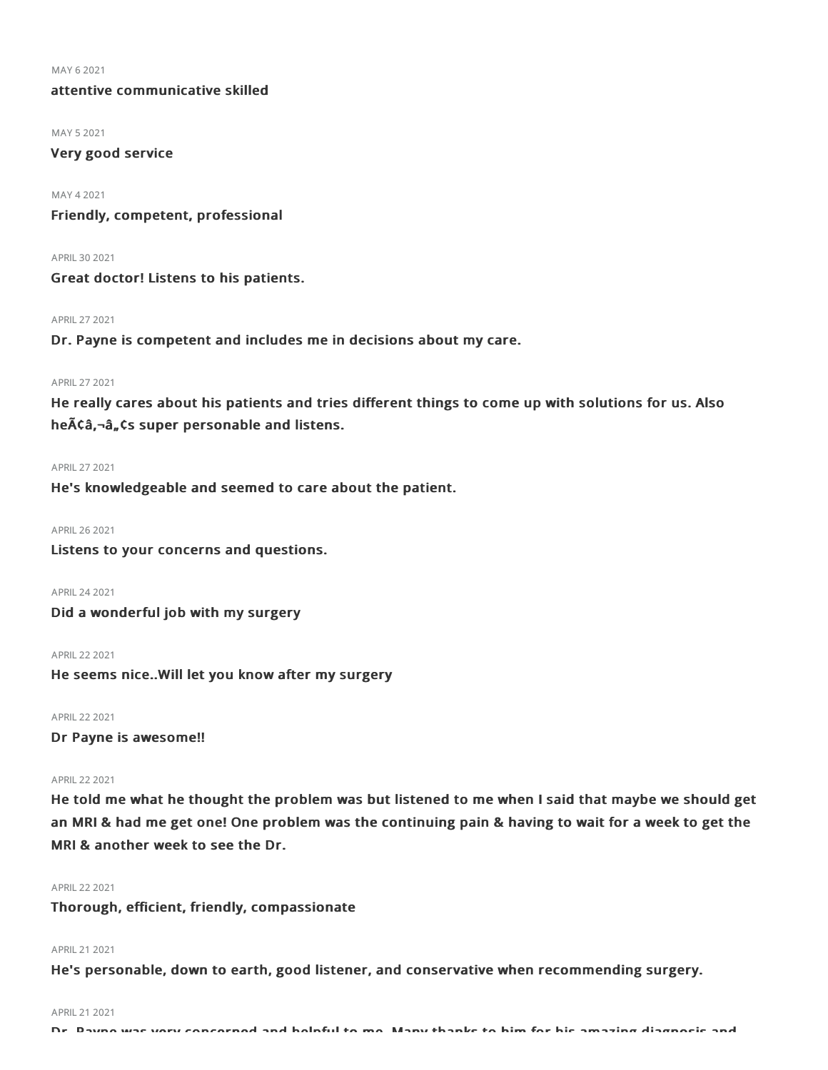MAY 6 2021

**attentive communicative skilled**

MAY 5 2021

**Very good service**

MAY 4 2021

**Friendly, competent, professional**

APRIL 30 2021

**Great doctor! Listens to his patients.**

APRIL 27 2021

**Dr. Payne is competent and includes me in decisions about my care.**

APRIL 27 2021

**He really cares about his patients and tries different things to come up with solutions for us. Also heÃ¢â‚¬â„¢s super personable and listens.**

APRIL 27 2021

**He's knowledgeable and seemed to care about the patient.**

APRIL 26 2021

**Listens to your concerns and questions.**

APRIL 24 2021

**Did a wonderful job with my surgery**

APRIL 22 2021

**He seems nice..Will let you know after my surgery**

APRIL 22 2021

**Dr Payne is awesome!!**

APRIL 22 2021

**He told me what he thought the problem was but listened to me when I said that maybe we should get an MRI & had me get one! One problem was the continuing pain & having to wait for a week to get the MRI & another week to see the Dr.**

APRIL 22 2021

**Thorough, efficient, friendly, compassionate**

APRIL 21 2021

**He's personable, down to earth, good listener, and conservative when recommending surgery.**

APRIL 21 2021

**Dr. Payne was very concerned and helpful to me. Many thanks to him for his amazing diagnosis and**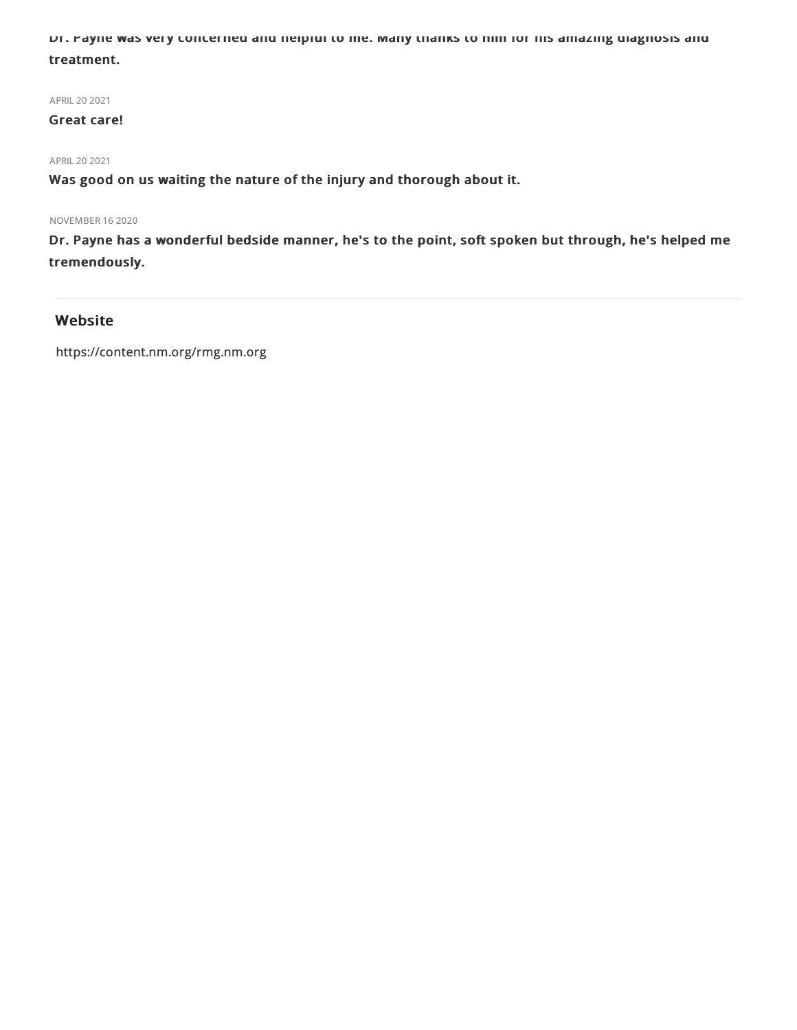**Dr. Payne was very concerned and helpful to me. Many thanks to him for his amazing diagnosis and treatment.**

APRIL 20 2021

**Great care!**

APRIL 20 2021

**Was good on us waiting the nature of the injury and thorough about it.**

NOVEMBER 16 2020

**Dr. Payne has a wonderful bedside manner, he's to the point, soft spoken but through, he's helped me tremendously.**

---

### Website

https://content.nm.org/rmg.nm.org